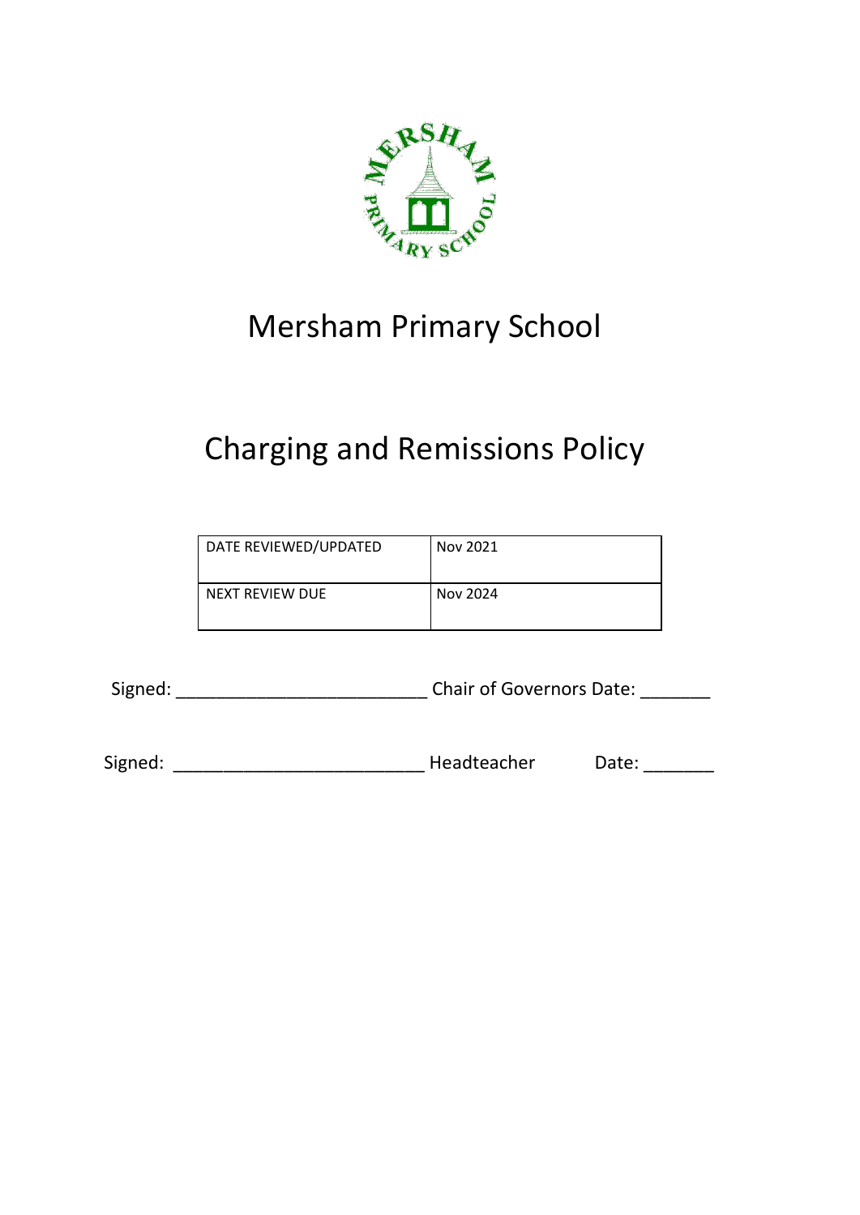# Mersham Primary School

# Charging and Remissions Policy

| DATE REVIEWED/UPDATED | Nov 2021 |
|---|---|
| NEXT REVIEW DUE | Nov 2024 |

Signed: _________________________ Chair of Governors Date: _______

Signed: _________________________ Headteacher Date: _______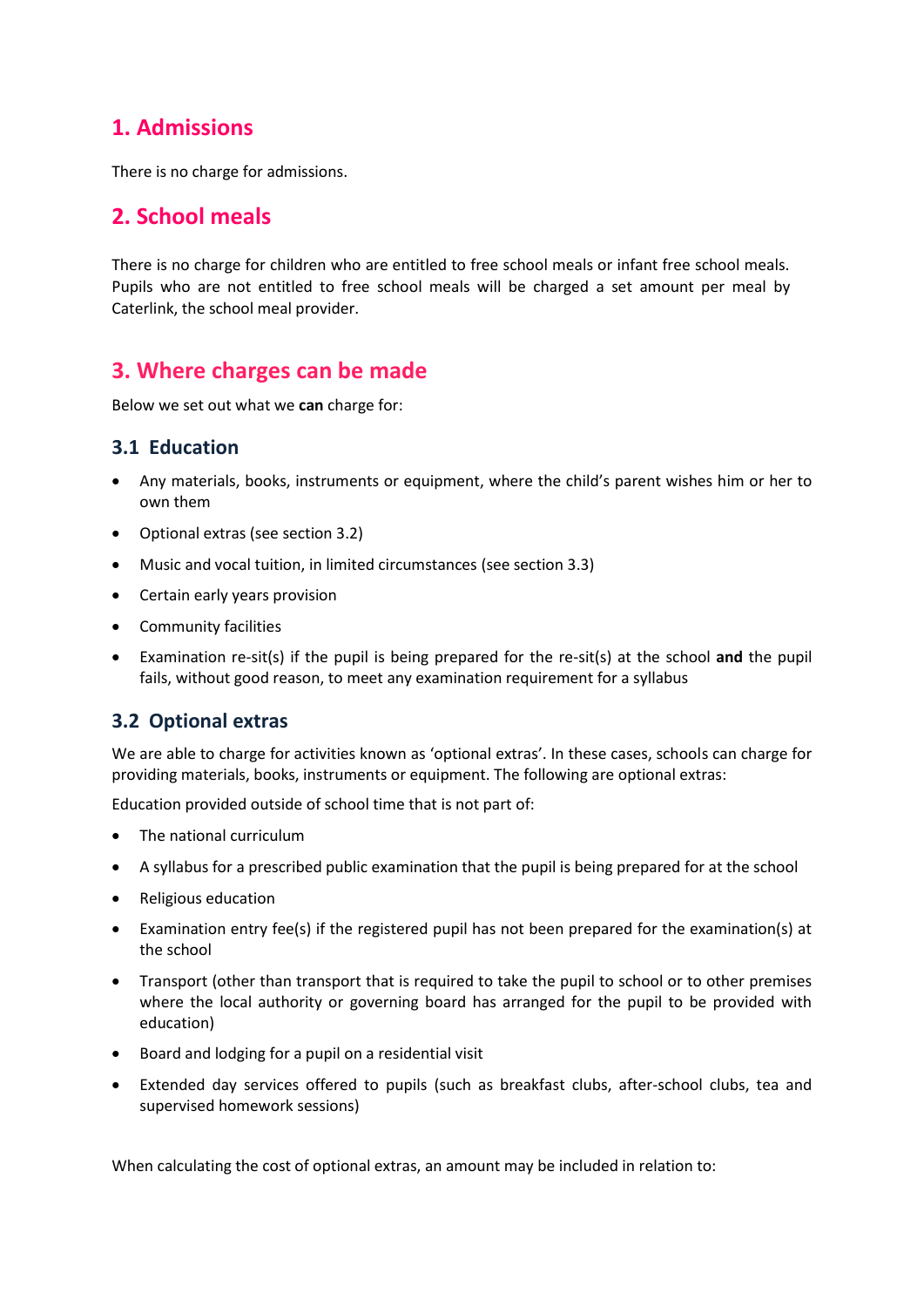## 1. Admissions

There is no charge for admissions.

## 2. School meals

There is no charge for children who are entitled to free school meals or infant free school meals. Pupils who are not entitled to free school meals will be charged a set amount per meal by Caterlink, the school meal provider.

## 3. Where charges can be made

Below we set out what we **can** charge for:

### 3.1 Education

- Any materials, books, instruments or equipment, where the child's parent wishes him or her to own them
- Optional extras (see section 3.2)
- Music and vocal tuition, in limited circumstances (see section 3.3)
- Certain early years provision
- Community facilities
- Examination re-sit(s) if the pupil is being prepared for the re-sit(s) at the school **and** the pupil fails, without good reason, to meet any examination requirement for a syllabus

### 3.2 Optional extras

We are able to charge for activities known as 'optional extras'. In these cases, schools can charge for providing materials, books, instruments or equipment. The following are optional extras:

Education provided outside of school time that is not part of:

- The national curriculum
- A syllabus for a prescribed public examination that the pupil is being prepared for at the school
- Religious education
- Examination entry fee(s) if the registered pupil has not been prepared for the examination(s) at the school
- Transport (other than transport that is required to take the pupil to school or to other premises where the local authority or governing board has arranged for the pupil to be provided with education)
- Board and lodging for a pupil on a residential visit
- Extended day services offered to pupils (such as breakfast clubs, after-school clubs, tea and supervised homework sessions)

When calculating the cost of optional extras, an amount may be included in relation to: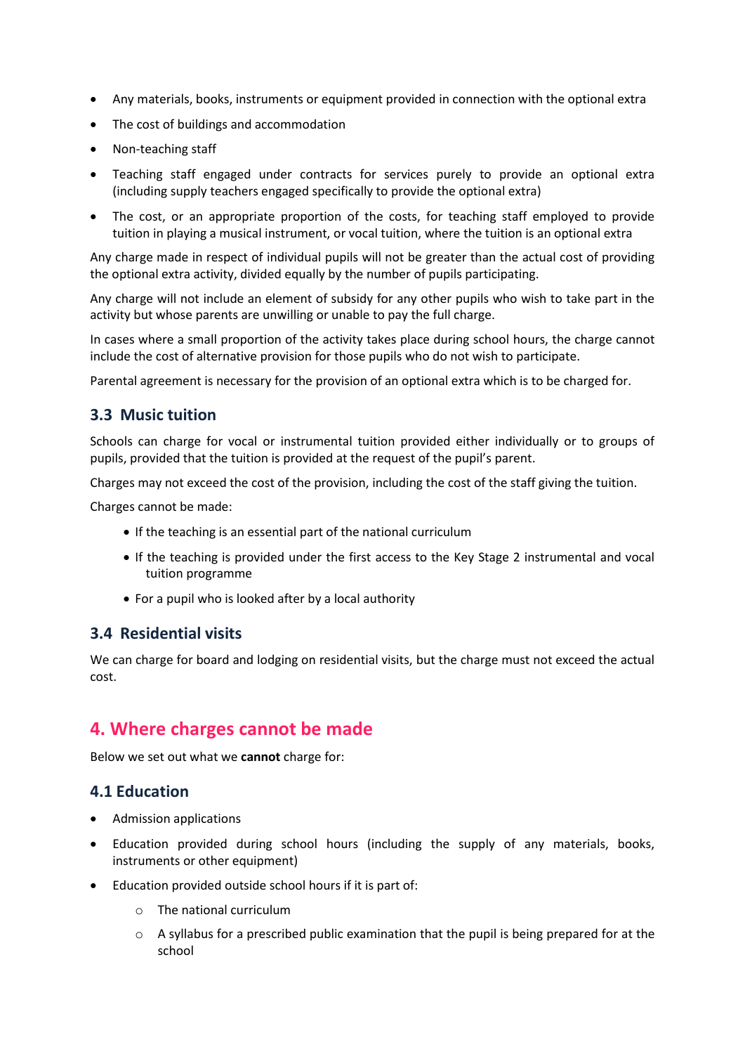- Any materials, books, instruments or equipment provided in connection with the optional extra
- The cost of buildings and accommodation
- Non-teaching staff
- Teaching staff engaged under contracts for services purely to provide an optional extra (including supply teachers engaged specifically to provide the optional extra)
- The cost, or an appropriate proportion of the costs, for teaching staff employed to provide tuition in playing a musical instrument, or vocal tuition, where the tuition is an optional extra

Any charge made in respect of individual pupils will not be greater than the actual cost of providing the optional extra activity, divided equally by the number of pupils participating.

Any charge will not include an element of subsidy for any other pupils who wish to take part in the activity but whose parents are unwilling or unable to pay the full charge.

In cases where a small proportion of the activity takes place during school hours, the charge cannot include the cost of alternative provision for those pupils who do not wish to participate.

Parental agreement is necessary for the provision of an optional extra which is to be charged for.

### 3.3 Music tuition

Schools can charge for vocal or instrumental tuition provided either individually or to groups of pupils, provided that the tuition is provided at the request of the pupil's parent.

Charges may not exceed the cost of the provision, including the cost of the staff giving the tuition.

Charges cannot be made:

- If the teaching is an essential part of the national curriculum
- If the teaching is provided under the first access to the Key Stage 2 instrumental and vocal tuition programme
- For a pupil who is looked after by a local authority

### 3.4 Residential visits

We can charge for board and lodging on residential visits, but the charge must not exceed the actual cost.

## 4. Where charges cannot be made

Below we set out what we **cannot** charge for:

### 4.1 Education

- Admission applications
- Education provided during school hours (including the supply of any materials, books, instruments or other equipment)
- Education provided outside school hours if it is part of:
  - The national curriculum
  - A syllabus for a prescribed public examination that the pupil is being prepared for at the school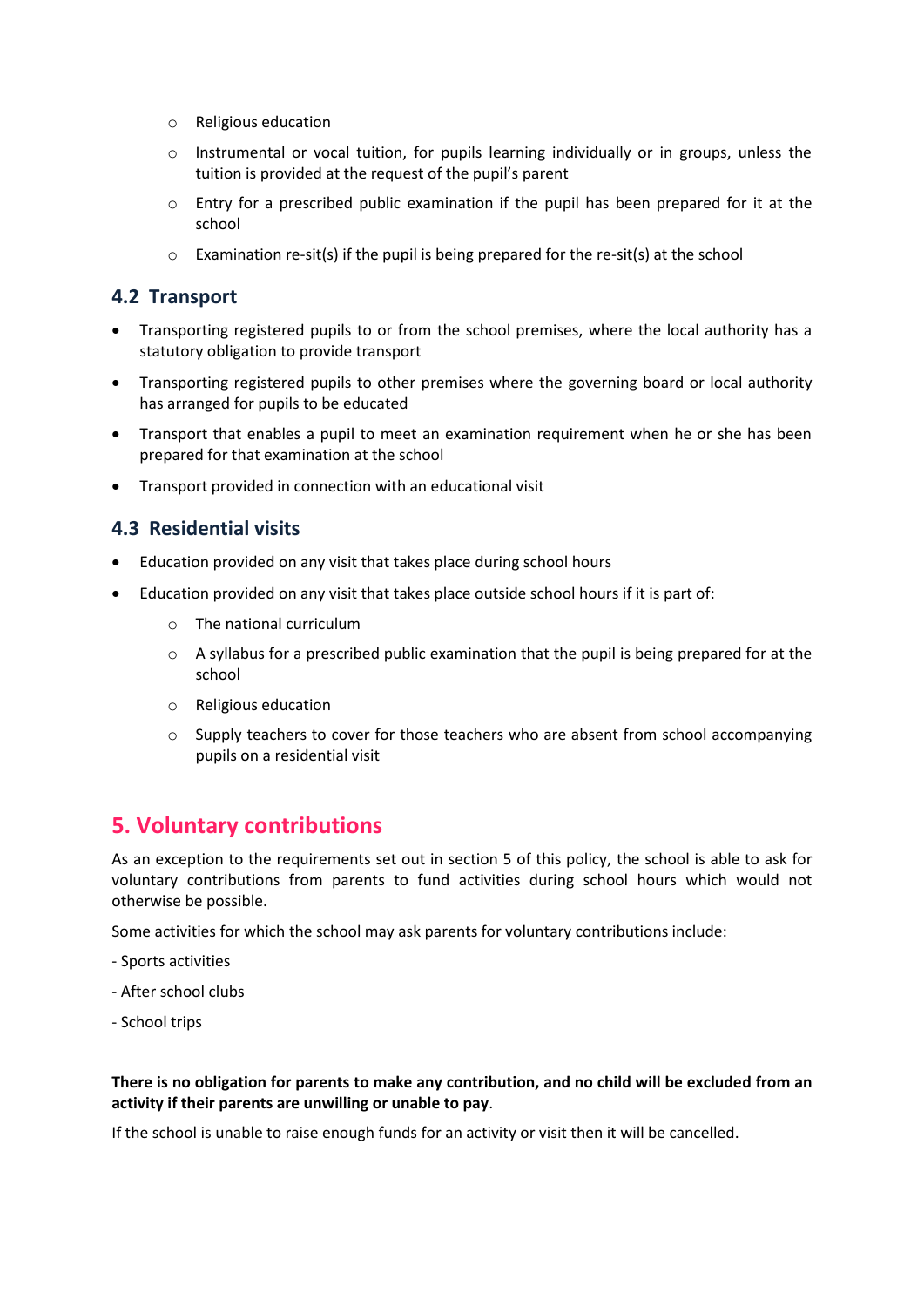- Religious education
    - Instrumental or vocal tuition, for pupils learning individually or in groups, unless the tuition is provided at the request of the pupil's parent
    - Entry for a prescribed public examination if the pupil has been prepared for it at the school
    - Examination re-sit(s) if the pupil is being prepared for the re-sit(s) at the school

### 4.2 Transport

- Transporting registered pupils to or from the school premises, where the local authority has a statutory obligation to provide transport
- Transporting registered pupils to other premises where the governing board or local authority has arranged for pupils to be educated
- Transport that enables a pupil to meet an examination requirement when he or she has been prepared for that examination at the school
- Transport provided in connection with an educational visit

### 4.3 Residential visits

- Education provided on any visit that takes place during school hours
- Education provided on any visit that takes place outside school hours if it is part of:
    - The national curriculum
    - A syllabus for a prescribed public examination that the pupil is being prepared for at the school
    - Religious education
    - Supply teachers to cover for those teachers who are absent from school accompanying pupils on a residential visit

## 5. Voluntary contributions

As an exception to the requirements set out in section 5 of this policy, the school is able to ask for voluntary contributions from parents to fund activities during school hours which would not otherwise be possible.

Some activities for which the school may ask parents for voluntary contributions include:

- Sports activities

- After school clubs

- School trips

**There is no obligation for parents to make any contribution, and no child will be excluded from an activity if their parents are unwilling or unable to pay**.

If the school is unable to raise enough funds for an activity or visit then it will be cancelled.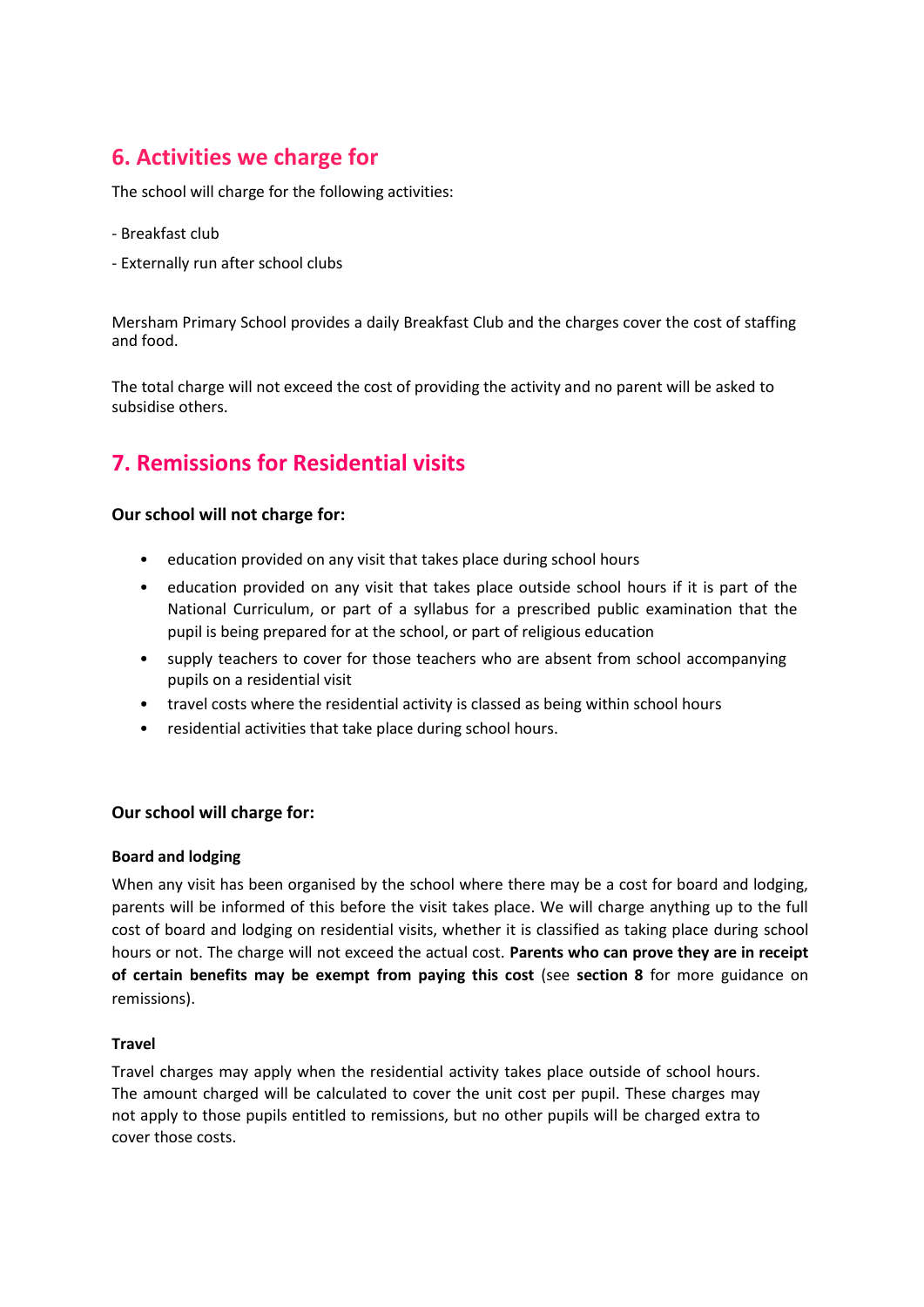## 6. Activities we charge for

The school will charge for the following activities:

- Breakfast club
- Externally run after school clubs

Mersham Primary School provides a daily Breakfast Club and the charges cover the cost of staffing and food.

The total charge will not exceed the cost of providing the activity and no parent will be asked to subsidise others.

## 7. Remissions for Residential visits

**Our school will not charge for:**

- education provided on any visit that takes place during school hours
- education provided on any visit that takes place outside school hours if it is part of the National Curriculum, or part of a syllabus for a prescribed public examination that the pupil is being prepared for at the school, or part of religious education
- supply teachers to cover for those teachers who are absent from school accompanying pupils on a residential visit
- travel costs where the residential activity is classed as being within school hours
- residential activities that take place during school hours.

**Our school will charge for:**

**Board and lodging**

When any visit has been organised by the school where there may be a cost for board and lodging, parents will be informed of this before the visit takes place. We will charge anything up to the full cost of board and lodging on residential visits, whether it is classified as taking place during school hours or not. The charge will not exceed the actual cost. **Parents who can prove they are in receipt of certain benefits may be exempt from paying this cost** (see **section 8** for more guidance on remissions).

**Travel**

Travel charges may apply when the residential activity takes place outside of school hours. The amount charged will be calculated to cover the unit cost per pupil. These charges may not apply to those pupils entitled to remissions, but no other pupils will be charged extra to cover those costs.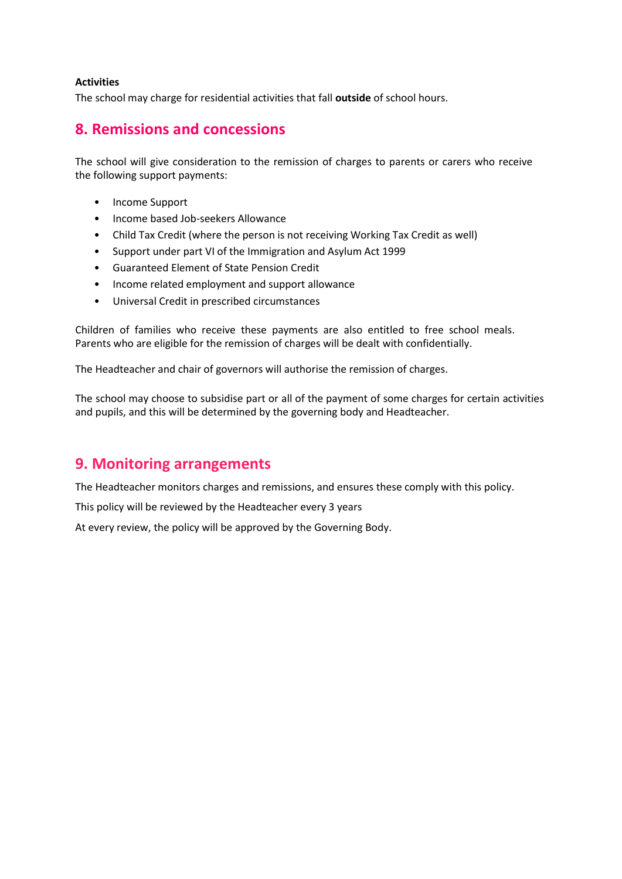**Activities**

The school may charge for residential activities that fall **outside** of school hours.

## 8. Remissions and concessions

The school will give consideration to the remission of charges to parents or carers who receive the following support payments:

- Income Support
- Income based Job-seekers Allowance
- Child Tax Credit (where the person is not receiving Working Tax Credit as well)
- Support under part VI of the Immigration and Asylum Act 1999
- Guaranteed Element of State Pension Credit
- Income related employment and support allowance
- Universal Credit in prescribed circumstances

Children of families who receive these payments are also entitled to free school meals. Parents who are eligible for the remission of charges will be dealt with confidentially.

The Headteacher and chair of governors will authorise the remission of charges.

The school may choose to subsidise part or all of the payment of some charges for certain activities and pupils, and this will be determined by the governing body and Headteacher.

## 9. Monitoring arrangements

The Headteacher monitors charges and remissions, and ensures these comply with this policy.

This policy will be reviewed by the Headteacher every 3 years

At every review, the policy will be approved by the Governing Body.